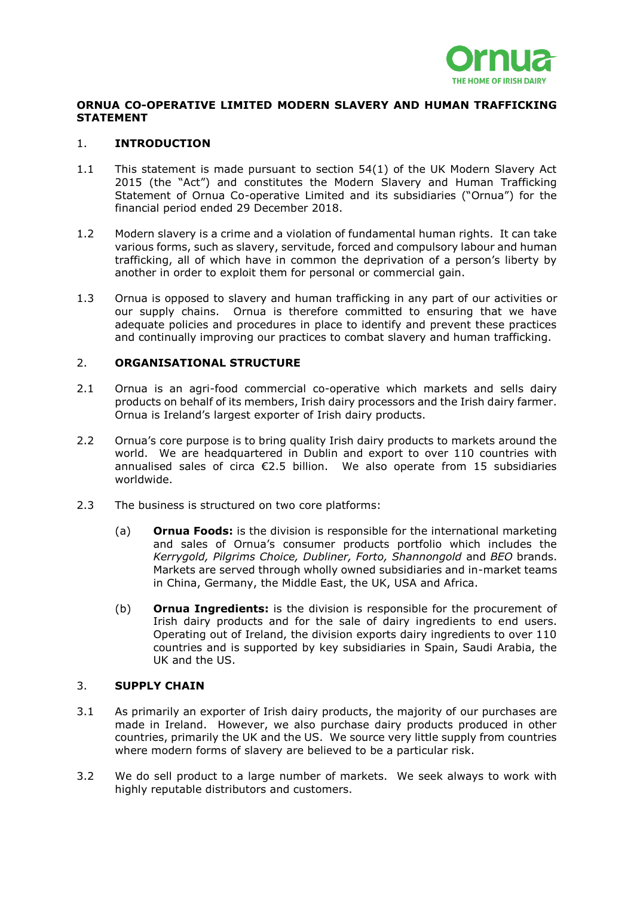**ORNUA CO-OPERATIVE LIMITED MODERN SLAVERY AND HUMAN TRAFFICKING STATEMENT**

## 1. INTRODUCTION

1.1 This statement is made pursuant to section 54(1) of the UK Modern Slavery Act 2015 (the "Act") and constitutes the Modern Slavery and Human Trafficking Statement of Ornua Co-operative Limited and its subsidiaries ("Ornua") for the financial period ended 29 December 2018.

1.2 Modern slavery is a crime and a violation of fundamental human rights. It can take various forms, such as slavery, servitude, forced and compulsory labour and human trafficking, all of which have in common the deprivation of a person's liberty by another in order to exploit them for personal or commercial gain.

1.3 Ornua is opposed to slavery and human trafficking in any part of our activities or our supply chains. Ornua is therefore committed to ensuring that we have adequate policies and procedures in place to identify and prevent these practices and continually improving our practices to combat slavery and human trafficking.

## 2. ORGANISATIONAL STRUCTURE

2.1 Ornua is an agri-food commercial co-operative which markets and sells dairy products on behalf of its members, Irish dairy processors and the Irish dairy farmer. Ornua is Ireland's largest exporter of Irish dairy products.

2.2 Ornua's core purpose is to bring quality Irish dairy products to markets around the world. We are headquartered in Dublin and export to over 110 countries with annualised sales of circa €2.5 billion. We also operate from 15 subsidiaries worldwide.

2.3 The business is structured on two core platforms:

(a) **Ornua Foods:** is the division is responsible for the international marketing and sales of Ornua's consumer products portfolio which includes the *Kerrygold, Pilgrims Choice, Dubliner, Forto, Shannongold* and *BEO* brands. Markets are served through wholly owned subsidiaries and in-market teams in China, Germany, the Middle East, the UK, USA and Africa.

(b) **Ornua Ingredients:** is the division is responsible for the procurement of Irish dairy products and for the sale of dairy ingredients to end users. Operating out of Ireland, the division exports dairy ingredients to over 110 countries and is supported by key subsidiaries in Spain, Saudi Arabia, the UK and the US.

## 3. SUPPLY CHAIN

3.1 As primarily an exporter of Irish dairy products, the majority of our purchases are made in Ireland. However, we also purchase dairy products produced in other countries, primarily the UK and the US. We source very little supply from countries where modern forms of slavery are believed to be a particular risk.

3.2 We do sell product to a large number of markets. We seek always to work with highly reputable distributors and customers.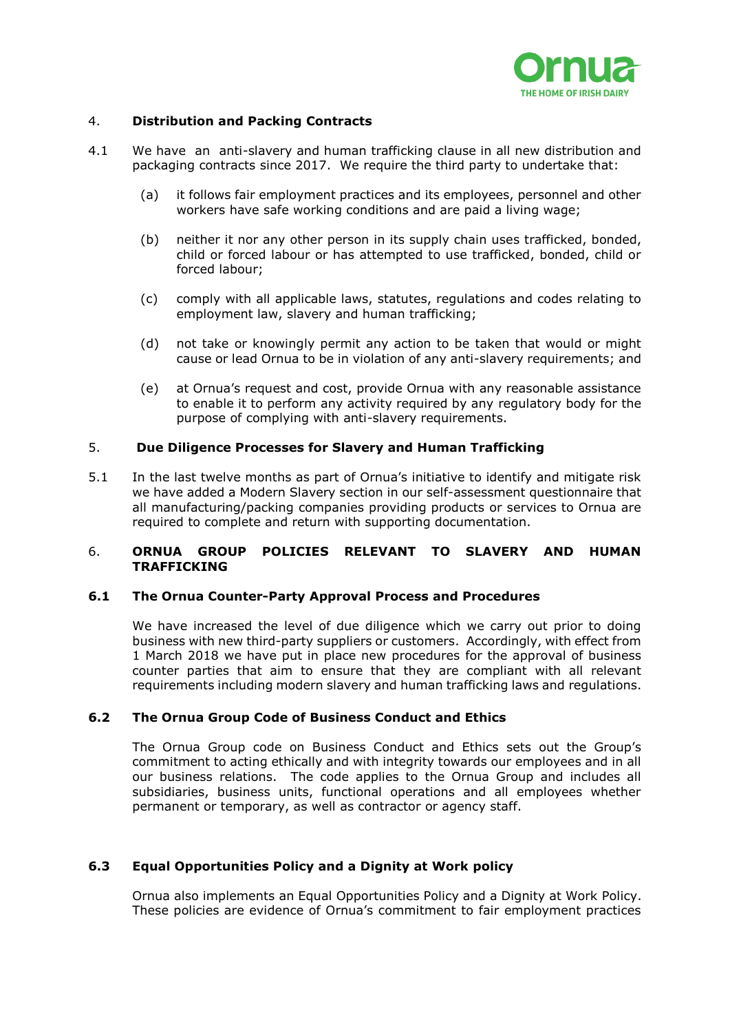## 4. Distribution and Packing Contracts

4.1 We have an anti-slavery and human trafficking clause in all new distribution and packaging contracts since 2017. We require the third party to undertake that:

(a) it follows fair employment practices and its employees, personnel and other workers have safe working conditions and are paid a living wage;

(b) neither it nor any other person in its supply chain uses trafficked, bonded, child or forced labour or has attempted to use trafficked, bonded, child or forced labour;

(c) comply with all applicable laws, statutes, regulations and codes relating to employment law, slavery and human trafficking;

(d) not take or knowingly permit any action to be taken that would or might cause or lead Ornua to be in violation of any anti-slavery requirements; and

(e) at Ornua's request and cost, provide Ornua with any reasonable assistance to enable it to perform any activity required by any regulatory body for the purpose of complying with anti-slavery requirements.

## 5. Due Diligence Processes for Slavery and Human Trafficking

5.1 In the last twelve months as part of Ornua's initiative to identify and mitigate risk we have added a Modern Slavery section in our self-assessment questionnaire that all manufacturing/packing companies providing products or services to Ornua are required to complete and return with supporting documentation.

## 6. ORNUA GROUP POLICIES RELEVANT TO SLAVERY AND HUMAN TRAFFICKING

### 6.1 The Ornua Counter-Party Approval Process and Procedures

We have increased the level of due diligence which we carry out prior to doing business with new third-party suppliers or customers. Accordingly, with effect from 1 March 2018 we have put in place new procedures for the approval of business counter parties that aim to ensure that they are compliant with all relevant requirements including modern slavery and human trafficking laws and regulations.

### 6.2 The Ornua Group Code of Business Conduct and Ethics

The Ornua Group code on Business Conduct and Ethics sets out the Group's commitment to acting ethically and with integrity towards our employees and in all our business relations. The code applies to the Ornua Group and includes all subsidiaries, business units, functional operations and all employees whether permanent or temporary, as well as contractor or agency staff.

### 6.3 Equal Opportunities Policy and a Dignity at Work policy

Ornua also implements an Equal Opportunities Policy and a Dignity at Work Policy. These policies are evidence of Ornua's commitment to fair employment practices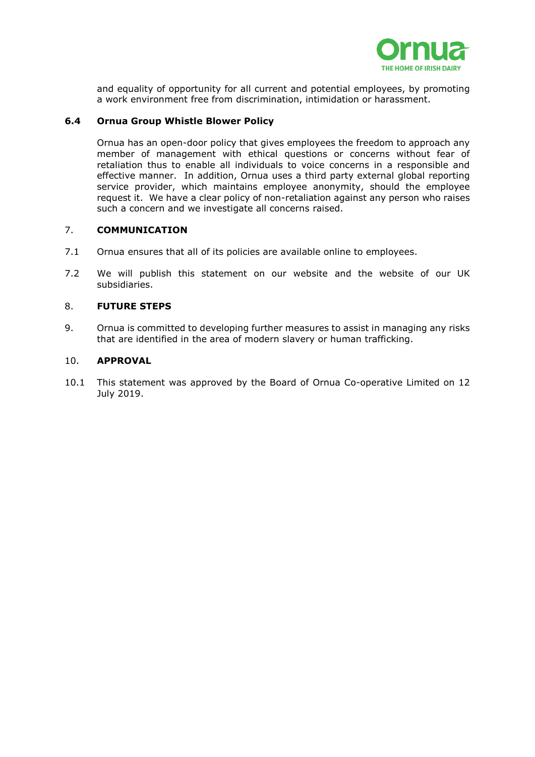and equality of opportunity for all current and potential employees, by promoting a work environment free from discrimination, intimidation or harassment.

### 6.4 Ornua Group Whistle Blower Policy

Ornua has an open-door policy that gives employees the freedom to approach any member of management with ethical questions or concerns without fear of retaliation thus to enable all individuals to voice concerns in a responsible and effective manner. In addition, Ornua uses a third party external global reporting service provider, which maintains employee anonymity, should the employee request it. We have a clear policy of non-retaliation against any person who raises such a concern and we investigate all concerns raised.

## 7. COMMUNICATION

7.1 Ornua ensures that all of its policies are available online to employees.

7.2 We will publish this statement on our website and the website of our UK subsidiaries.

## 8. FUTURE STEPS

9. Ornua is committed to developing further measures to assist in managing any risks that are identified in the area of modern slavery or human trafficking.

## 10. APPROVAL

10.1 This statement was approved by the Board of Ornua Co-operative Limited on 12 July 2019.